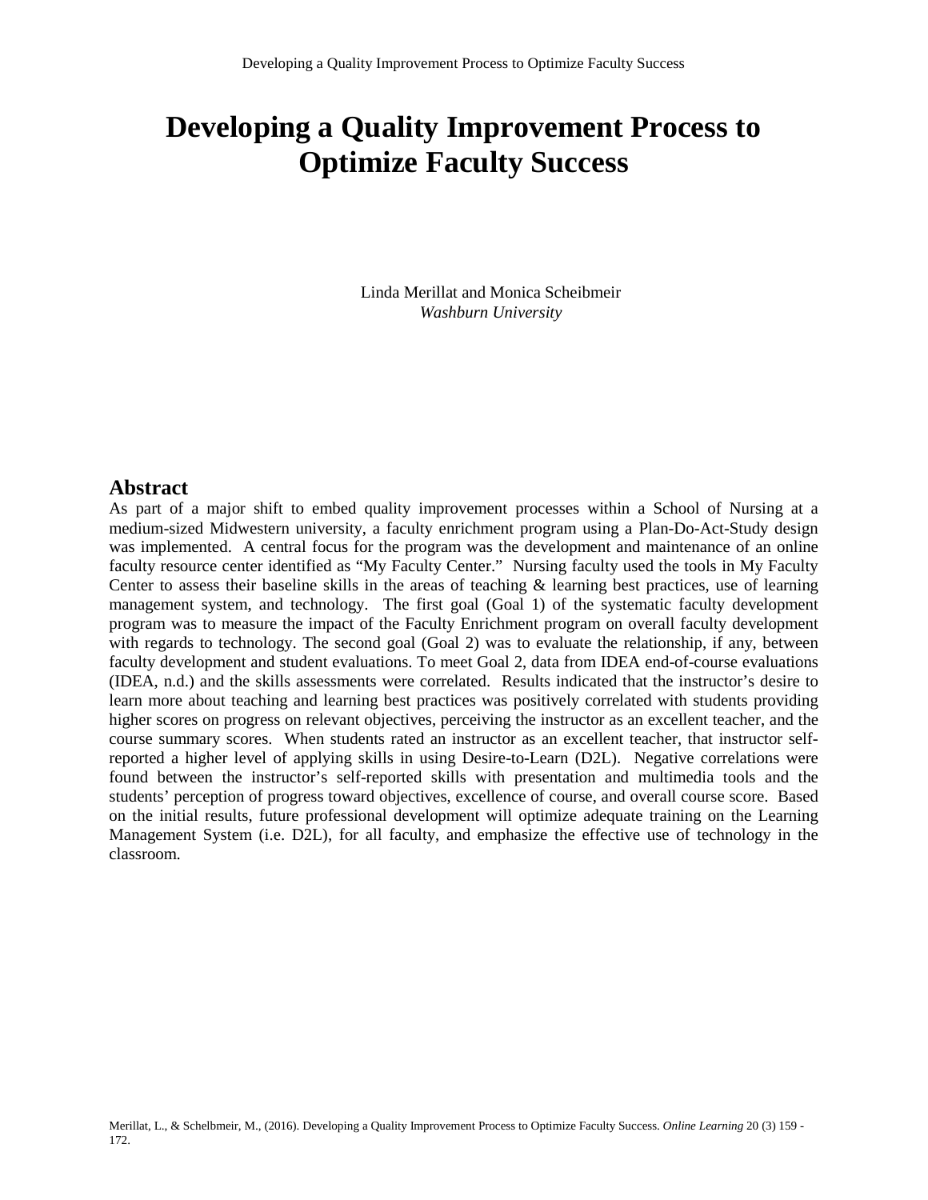# Developing a Quality Improvement Process to Optimize Faculty Success

Linda Merillat and Monica Scheibmeir
*Washburn University*

## Abstract

As part of a major shift to embed quality improvement processes within a School of Nursing at a medium-sized Midwestern university, a faculty enrichment program using a Plan-Do-Act-Study design was implemented. A central focus for the program was the development and maintenance of an online faculty resource center identified as "My Faculty Center." Nursing faculty used the tools in My Faculty Center to assess their baseline skills in the areas of teaching & learning best practices, use of learning management system, and technology. The first goal (Goal 1) of the systematic faculty development program was to measure the impact of the Faculty Enrichment program on overall faculty development with regards to technology. The second goal (Goal 2) was to evaluate the relationship, if any, between faculty development and student evaluations. To meet Goal 2, data from IDEA end-of-course evaluations (IDEA, n.d.) and the skills assessments were correlated. Results indicated that the instructor's desire to learn more about teaching and learning best practices was positively correlated with students providing higher scores on progress on relevant objectives, perceiving the instructor as an excellent teacher, and the course summary scores. When students rated an instructor as an excellent teacher, that instructor self-reported a higher level of applying skills in using Desire-to-Learn (D2L). Negative correlations were found between the instructor's self-reported skills with presentation and multimedia tools and the students' perception of progress toward objectives, excellence of course, and overall course score. Based on the initial results, future professional development will optimize adequate training on the Learning Management System (i.e. D2L), for all faculty, and emphasize the effective use of technology in the classroom.

Merillat, L., & Schelbmeir, M., (2016). Developing a Quality Improvement Process to Optimize Faculty Success. *Online Learning* 20 (3) 159 - 172.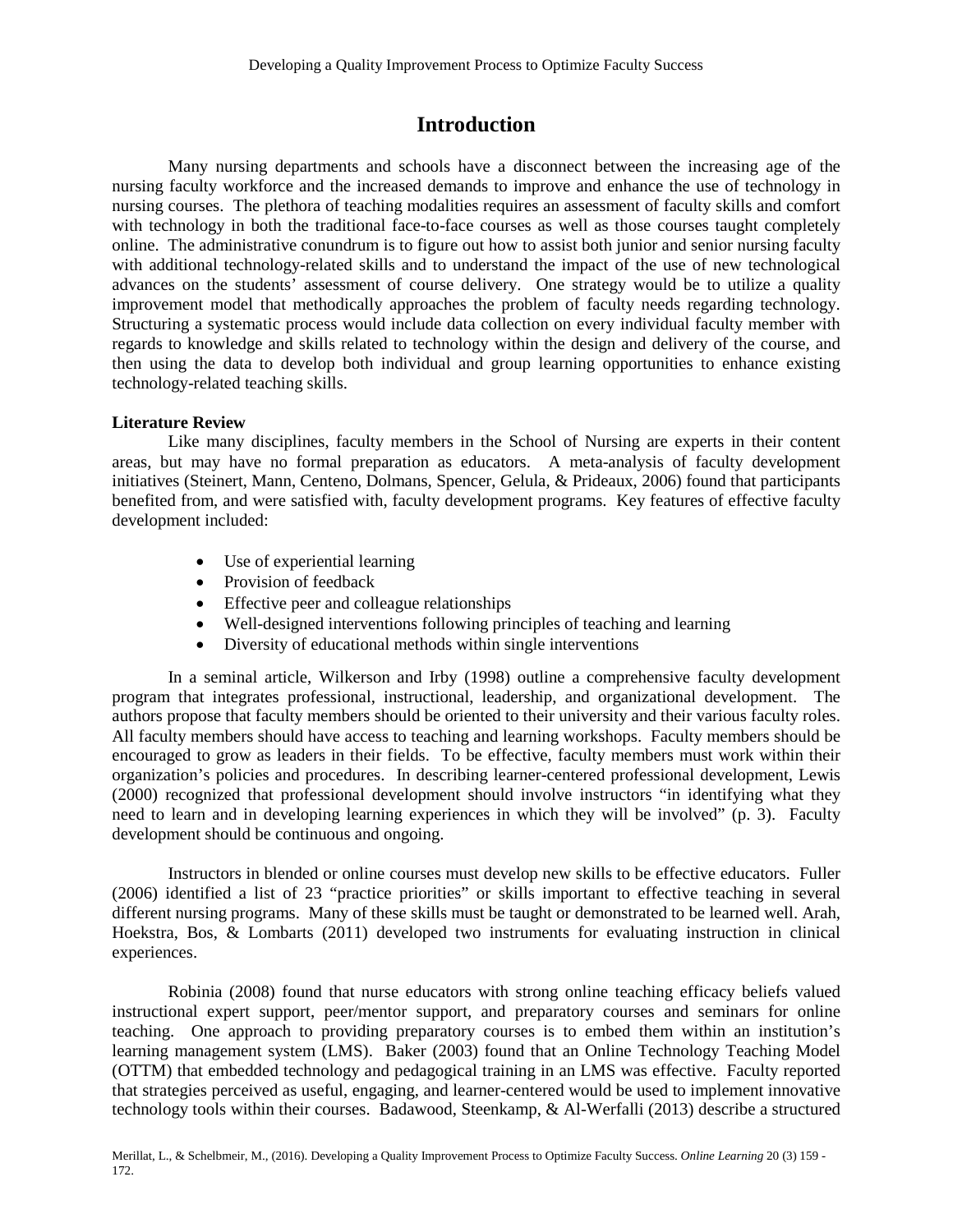# Introduction

Many nursing departments and schools have a disconnect between the increasing age of the nursing faculty workforce and the increased demands to improve and enhance the use of technology in nursing courses. The plethora of teaching modalities requires an assessment of faculty skills and comfort with technology in both the traditional face-to-face courses as well as those courses taught completely online. The administrative conundrum is to figure out how to assist both junior and senior nursing faculty with additional technology-related skills and to understand the impact of the use of new technological advances on the students' assessment of course delivery. One strategy would be to utilize a quality improvement model that methodically approaches the problem of faculty needs regarding technology. Structuring a systematic process would include data collection on every individual faculty member with regards to knowledge and skills related to technology within the design and delivery of the course, and then using the data to develop both individual and group learning opportunities to enhance existing technology-related teaching skills.

**Literature Review**

Like many disciplines, faculty members in the School of Nursing are experts in their content areas, but may have no formal preparation as educators. A meta-analysis of faculty development initiatives (Steinert, Mann, Centeno, Dolmans, Spencer, Gelula, & Prideaux, 2006) found that participants benefited from, and were satisfied with, faculty development programs. Key features of effective faculty development included:

- Use of experiential learning
- Provision of feedback
- Effective peer and colleague relationships
- Well-designed interventions following principles of teaching and learning
- Diversity of educational methods within single interventions

In a seminal article, Wilkerson and Irby (1998) outline a comprehensive faculty development program that integrates professional, instructional, leadership, and organizational development. The authors propose that faculty members should be oriented to their university and their various faculty roles. All faculty members should have access to teaching and learning workshops. Faculty members should be encouraged to grow as leaders in their fields. To be effective, faculty members must work within their organization's policies and procedures. In describing learner-centered professional development, Lewis (2000) recognized that professional development should involve instructors "in identifying what they need to learn and in developing learning experiences in which they will be involved" (p. 3). Faculty development should be continuous and ongoing.

Instructors in blended or online courses must develop new skills to be effective educators. Fuller (2006) identified a list of 23 "practice priorities" or skills important to effective teaching in several different nursing programs. Many of these skills must be taught or demonstrated to be learned well. Arah, Hoekstra, Bos, & Lombarts (2011) developed two instruments for evaluating instruction in clinical experiences.

Robinia (2008) found that nurse educators with strong online teaching efficacy beliefs valued instructional expert support, peer/mentor support, and preparatory courses and seminars for online teaching. One approach to providing preparatory courses is to embed them within an institution's learning management system (LMS). Baker (2003) found that an Online Technology Teaching Model (OTTM) that embedded technology and pedagogical training in an LMS was effective. Faculty reported that strategies perceived as useful, engaging, and learner-centered would be used to implement innovative technology tools within their courses. Badawood, Steenkamp, & Al-Werfalli (2013) describe a structured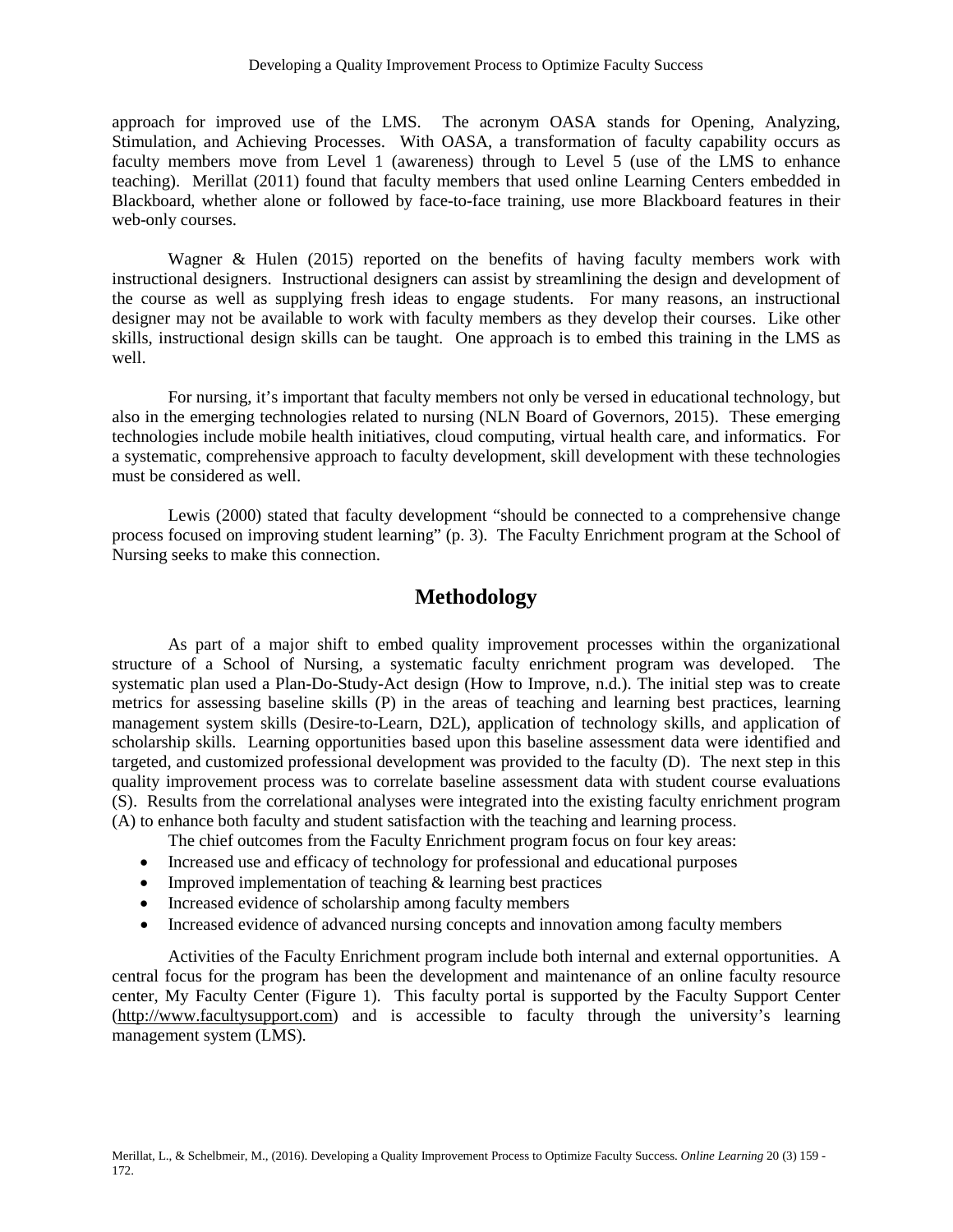approach for improved use of the LMS. The acronym OASA stands for Opening, Analyzing, Stimulation, and Achieving Processes. With OASA, a transformation of faculty capability occurs as faculty members move from Level 1 (awareness) through to Level 5 (use of the LMS to enhance teaching). Merillat (2011) found that faculty members that used online Learning Centers embedded in Blackboard, whether alone or followed by face-to-face training, use more Blackboard features in their web-only courses.

Wagner & Hulen (2015) reported on the benefits of having faculty members work with instructional designers. Instructional designers can assist by streamlining the design and development of the course as well as supplying fresh ideas to engage students. For many reasons, an instructional designer may not be available to work with faculty members as they develop their courses. Like other skills, instructional design skills can be taught. One approach is to embed this training in the LMS as well.

For nursing, it's important that faculty members not only be versed in educational technology, but also in the emerging technologies related to nursing (NLN Board of Governors, 2015). These emerging technologies include mobile health initiatives, cloud computing, virtual health care, and informatics. For a systematic, comprehensive approach to faculty development, skill development with these technologies must be considered as well.

Lewis (2000) stated that faculty development "should be connected to a comprehensive change process focused on improving student learning" (p. 3). The Faculty Enrichment program at the School of Nursing seeks to make this connection.

## Methodology

As part of a major shift to embed quality improvement processes within the organizational structure of a School of Nursing, a systematic faculty enrichment program was developed. The systematic plan used a Plan-Do-Study-Act design (How to Improve, n.d.). The initial step was to create metrics for assessing baseline skills (P) in the areas of teaching and learning best practices, learning management system skills (Desire-to-Learn, D2L), application of technology skills, and application of scholarship skills. Learning opportunities based upon this baseline assessment data were identified and targeted, and customized professional development was provided to the faculty (D). The next step in this quality improvement process was to correlate baseline assessment data with student course evaluations (S). Results from the correlational analyses were integrated into the existing faculty enrichment program (A) to enhance both faculty and student satisfaction with the teaching and learning process.

The chief outcomes from the Faculty Enrichment program focus on four key areas:

- Increased use and efficacy of technology for professional and educational purposes
- Improved implementation of teaching & learning best practices
- Increased evidence of scholarship among faculty members
- Increased evidence of advanced nursing concepts and innovation among faculty members

Activities of the Faculty Enrichment program include both internal and external opportunities. A central focus for the program has been the development and maintenance of an online faculty resource center, My Faculty Center (Figure 1). This faculty portal is supported by the Faculty Support Center (http://www.facultysupport.com) and is accessible to faculty through the university's learning management system (LMS).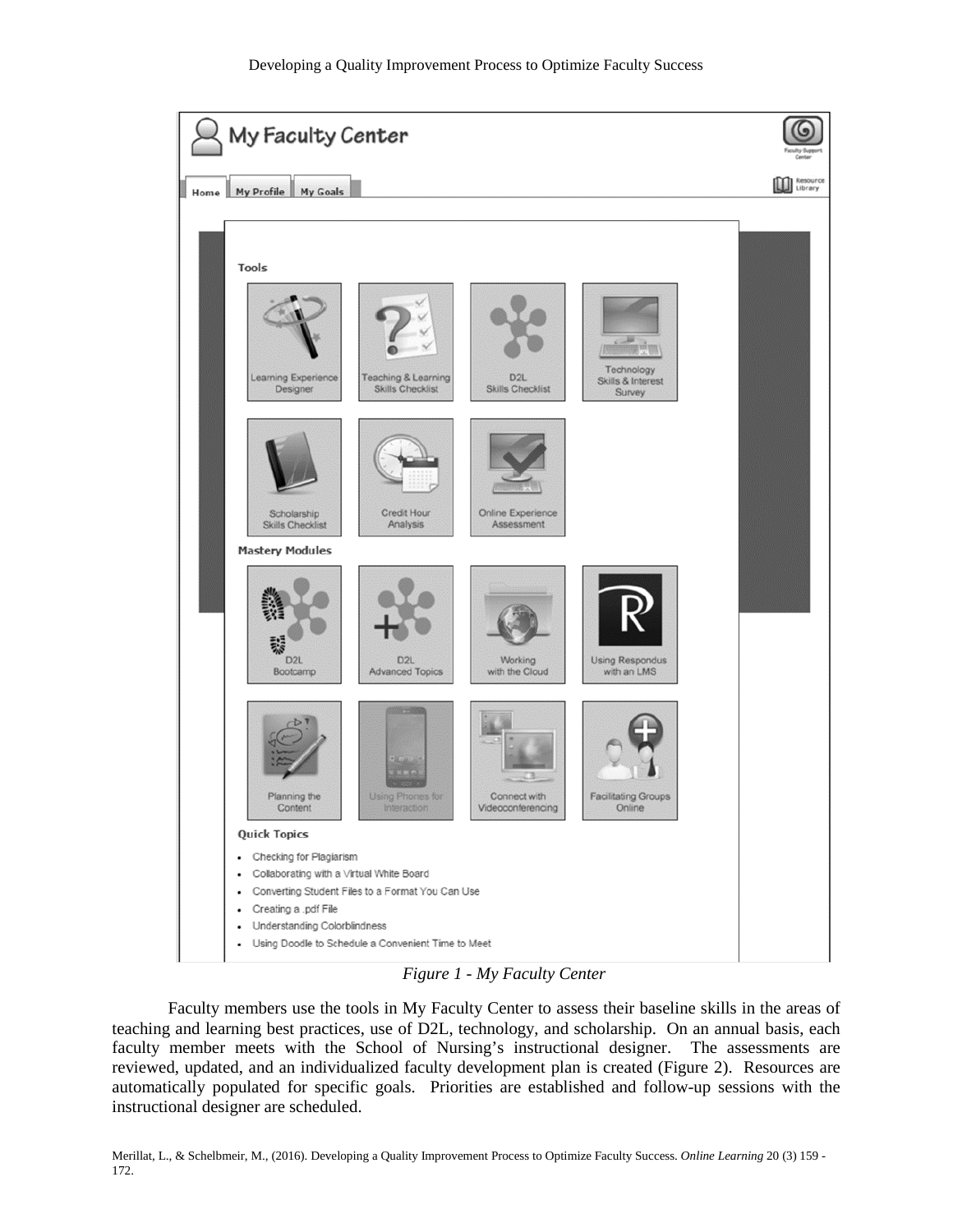*Figure 1 - My Faculty Center*

Faculty members use the tools in My Faculty Center to assess their baseline skills in the areas of teaching and learning best practices, use of D2L, technology, and scholarship. On an annual basis, each faculty member meets with the School of Nursing's instructional designer. The assessments are reviewed, updated, and an individualized faculty development plan is created (Figure 2). Resources are automatically populated for specific goals. Priorities are established and follow-up sessions with the instructional designer are scheduled.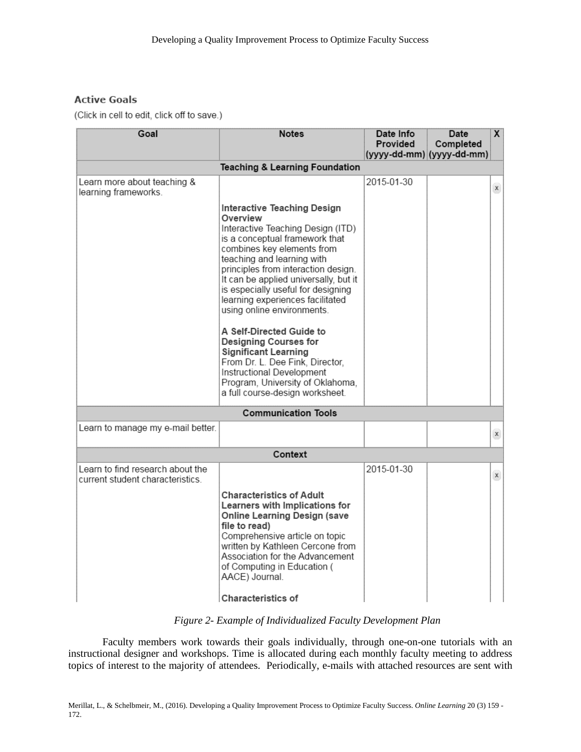### Active Goals

(Click in cell to edit, click off to save.)

| Goal | Notes | Date Info Provided (yyyy-dd-mm) | Date Completed (yyyy-dd-mm) | X |
|---|---|---|---|---|
| **Teaching & Learning Foundation** | | | | |
| Learn more about teaching & learning frameworks. | **Interactive Teaching Design Overview** Interactive Teaching Design (ITD) is a conceptual framework that combines key elements from teaching and learning with principles from interaction design. It can be applied universally, but it is especially useful for designing learning experiences facilitated using online environments. **A Self-Directed Guide to Designing Courses for Significant Learning** From Dr. L. Dee Fink, Director, Instructional Development Program, University of Oklahoma, a full course-design worksheet. | 2015-01-30 | | x |
| **Communication Tools** | | | | |
| Learn to manage my e-mail better. | | | | x |
| **Context** | | | | |
| Learn to find research about the current student characteristics. | **Characteristics of Adult Learners with Implications for Online Learning Design (save file to read)** Comprehensive article on topic written by Kathleen Cercone from Association for the Advancement of Computing in Education ( AACE) Journal. **Characteristics of** | 2015-01-30 | | x |

*Figure 2- Example of Individualized Faculty Development Plan*

Faculty members work towards their goals individually, through one-on-one tutorials with an instructional designer and workshops. Time is allocated during each monthly faculty meeting to address topics of interest to the majority of attendees. Periodically, e-mails with attached resources are sent with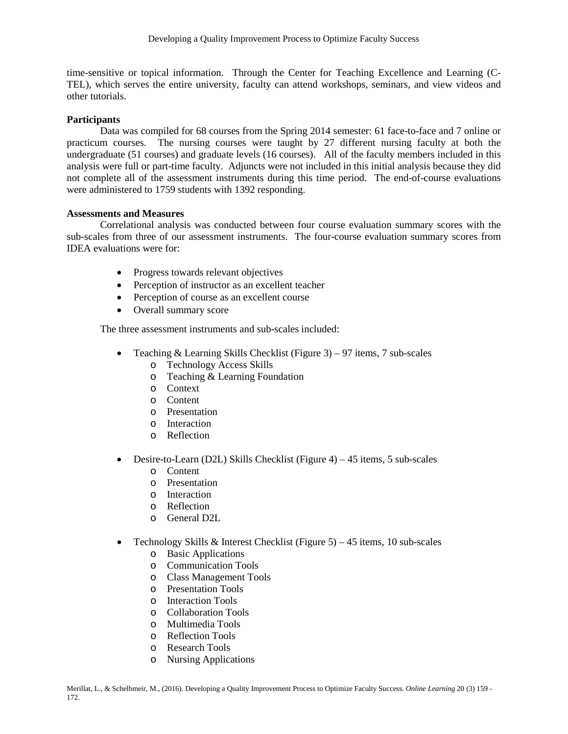time-sensitive or topical information. Through the Center for Teaching Excellence and Learning (C-TEL), which serves the entire university, faculty can attend workshops, seminars, and view videos and other tutorials.

**Participants**

Data was compiled for 68 courses from the Spring 2014 semester: 61 face-to-face and 7 online or practicum courses. The nursing courses were taught by 27 different nursing faculty at both the undergraduate (51 courses) and graduate levels (16 courses). All of the faculty members included in this analysis were full or part-time faculty. Adjuncts were not included in this initial analysis because they did not complete all of the assessment instruments during this time period. The end-of-course evaluations were administered to 1759 students with 1392 responding.

**Assessments and Measures**

Correlational analysis was conducted between four course evaluation summary scores with the sub-scales from three of our assessment instruments. The four-course evaluation summary scores from IDEA evaluations were for:

- Progress towards relevant objectives
- Perception of instructor as an excellent teacher
- Perception of course as an excellent course
- Overall summary score

The three assessment instruments and sub-scales included:

- Teaching & Learning Skills Checklist (Figure 3) – 97 items, 7 sub-scales
    - Technology Access Skills
    - Teaching & Learning Foundation
    - Context
    - Content
    - Presentation
    - Interaction
    - Reflection

- Desire-to-Learn (D2L) Skills Checklist (Figure 4) – 45 items, 5 sub-scales
    - Content
    - Presentation
    - Interaction
    - Reflection
    - General D2L

- Technology Skills & Interest Checklist (Figure 5) – 45 items, 10 sub-scales
    - Basic Applications
    - Communication Tools
    - Class Management Tools
    - Presentation Tools
    - Interaction Tools
    - Collaboration Tools
    - Multimedia Tools
    - Reflection Tools
    - Research Tools
    - Nursing Applications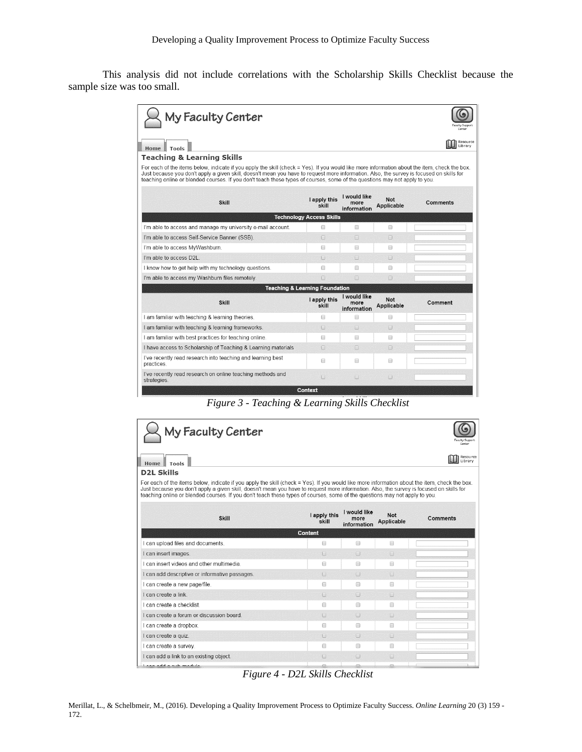This analysis did not include correlations with the Scholarship Skills Checklist because the sample size was too small.

## My Faculty Center

Home | Tools

Resource Library

### Teaching & Learning Skills

For each of the items below, indicate if you apply the skill (check = Yes). If you would like more information about the item, check the box. Just because you don't apply a given skill, doesn't mean you have to request more information. Also, the survey is focused on skills for teaching online or blended courses. If you don't teach these types of courses, some of the questions may not apply to you.

| Skill | I apply this skill | I would like more information | Not Applicable | Comments |
|---|---|---|---|---|
| **Technology Access Skills** | | | | |
| I'm able to access and manage my university e-mail account. | ☐ | ☐ | ☐ | |
| I'm able to access Self-Service Banner (SSB). | ☐ | ☐ | ☐ | |
| I'm able to access MyWashburn. | ☐ | ☐ | ☐ | |
| I'm able to access D2L. | ☐ | ☐ | ☐ | |
| I know how to get help with my technology questions. | ☐ | ☐ | ☐ | |
| I'm able to access my Washburn files remotely. | ☐ | ☐ | ☐ | |
| **Teaching & Learning Foundation** | | | | |
| **Skill** | **I apply this skill** | **I would like more information** | **Not Applicable** | **Comment** |
| I am familiar with teaching & learning theories. | ☐ | ☐ | ☐ | |
| I am familiar with teaching & learning frameworks. | ☐ | ☐ | ☐ | |
| I am familiar with best practices for teaching online. | ☐ | ☐ | ☐ | |
| I have access to Scholarship of Teaching & Learning materials | ☐ | ☐ | ☐ | |
| I've recently read research into teaching and learning best practices. | ☐ | ☐ | ☐ | |
| I've recently read research on online teaching methods and strategies. | ☐ | ☐ | ☐ | |
| **Context** | | | | |

*Figure 3 - Teaching & Learning Skills Checklist*

## My Faculty Center

Home | Tools

Resource Library

### D2L Skills

For each of the items below, indicate if you apply the skill (check = Yes). If you would like more information about the item, check the box. Just because you don't apply a given skill, doesn't mean you have to request more information. Also, the survey is focused on skills for teaching online or blended courses. If you don't teach these types of courses, some of the questions may not apply to you.

| Skill | I apply this skill | I would like more information | Not Applicable | Comments |
|---|---|---|---|---|
| **Content** | | | | |
| I can upload files and documents. | ☐ | ☐ | ☐ | |
| I can insert images. | ☐ | ☐ | ☐ | |
| I can insert videos and other multimedia. | ☐ | ☐ | ☐ | |
| I can add descriptive or informative passages. | ☐ | ☐ | ☐ | |
| I can create a new page/file. | ☐ | ☐ | ☐ | |
| I can create a link. | ☐ | ☐ | ☐ | |
| I can create a checklist. | ☐ | ☐ | ☐ | |
| I can create a forum or discussion board. | ☐ | ☐ | ☐ | |
| I can create a dropbox. | ☐ | ☐ | ☐ | |
| I can create a quiz. | ☐ | ☐ | ☐ | |
| I can create a survey. | ☐ | ☐ | ☐ | |
| I can add a link to an existing object. | ☐ | ☐ | ☐ | |
| I can add a sub-module | ☐ | ☐ | ☐ | |

*Figure 4 - D2L Skills Checklist*

Merillat, L., & Schelbmeir, M., (2016). Developing a Quality Improvement Process to Optimize Faculty Success. *Online Learning* 20 (3) 159 - 172.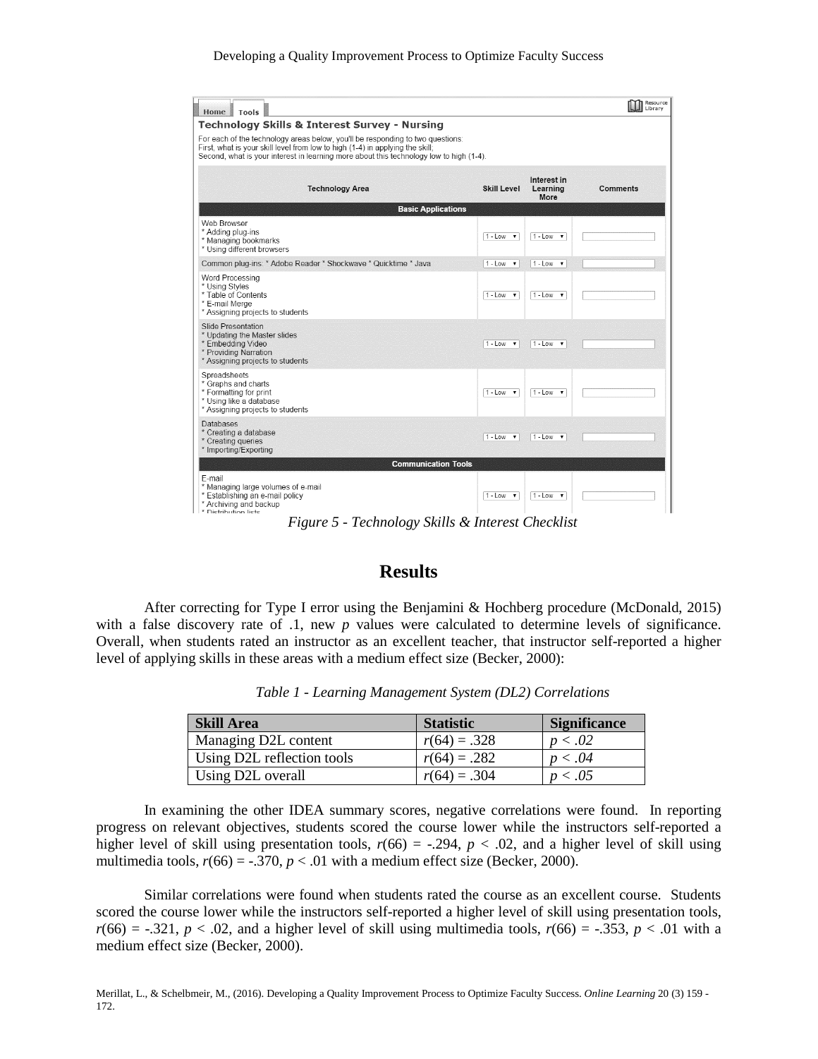Technology Skills & Interest Survey - Nursing

For each of the technology areas below, you'll be responding to two questions:
First, what is your skill level from low to high (1-4) in applying the skill;
Second, what is your interest in learning more about this technology low to high (1-4).

| Technology Area | Skill Level | Interest in Learning More | Comments |
|---|---|---|---|
| **Basic Applications** | | | |
| Web Browser<br>* Adding plug-ins<br>* Managing bookmarks<br>* Using different browsers | 1 - Low | 1 - Low | |
| Common plug-ins: * Adobe Reader * Shockwave * Quicktime * Java | 1 - Low | 1 - Low | |
| Word Processing<br>* Using Styles<br>* Table of Contents<br>* E-mail Merge<br>* Assigning projects to students | 1 - Low | 1 - Low | |
| Slide Presentation<br>* Updating the Master slides<br>* Embedding Video<br>* Providing Narration<br>* Assigning projects to students | 1 - Low | 1 - Low | |
| Spreadsheets<br>* Graphs and charts<br>* Formatting for print<br>* Using like a database<br>* Assigning projects to students | 1 - Low | 1 - Low | |
| Databases<br>* Creating a database<br>* Creating queries<br>* Importing/Exporting | 1 - Low | 1 - Low | |
| **Communication Tools** | | | |
| E-mail<br>* Managing large volumes of e-mail<br>* Establishing an e-mail policy<br>* Archiving and backup<br>* Distribution lists | 1 - Low | 1 - Low | |

*Figure 5 - Technology Skills & Interest Checklist*

## Results

After correcting for Type I error using the Benjamini & Hochberg procedure (McDonald, 2015) with a false discovery rate of .1, new *p* values were calculated to determine levels of significance. Overall, when students rated an instructor as an excellent teacher, that instructor self-reported a higher level of applying skills in these areas with a medium effect size (Becker, 2000):

*Table 1 - Learning Management System (DL2) Correlations*

| Skill Area | Statistic | Significance |
|---|---|---|
| Managing D2L content | $r(64) = .328$ | $p < .02$ |
| Using D2L reflection tools | $r(64) = .282$ | $p < .04$ |
| Using D2L overall | $r(64) = .304$ | $p < .05$ |

In examining the other IDEA summary scores, negative correlations were found. In reporting progress on relevant objectives, students scored the course lower while the instructors self-reported a higher level of skill using presentation tools, $r(66) = -.294$, $p < .02$, and a higher level of skill using multimedia tools, $r(66) = -.370$, $p < .01$ with a medium effect size (Becker, 2000).

Similar correlations were found when students rated the course as an excellent course. Students scored the course lower while the instructors self-reported a higher level of skill using presentation tools, $r(66) = -.321$, $p < .02$, and a higher level of skill using multimedia tools, $r(66) = -.353$, $p < .01$ with a medium effect size (Becker, 2000).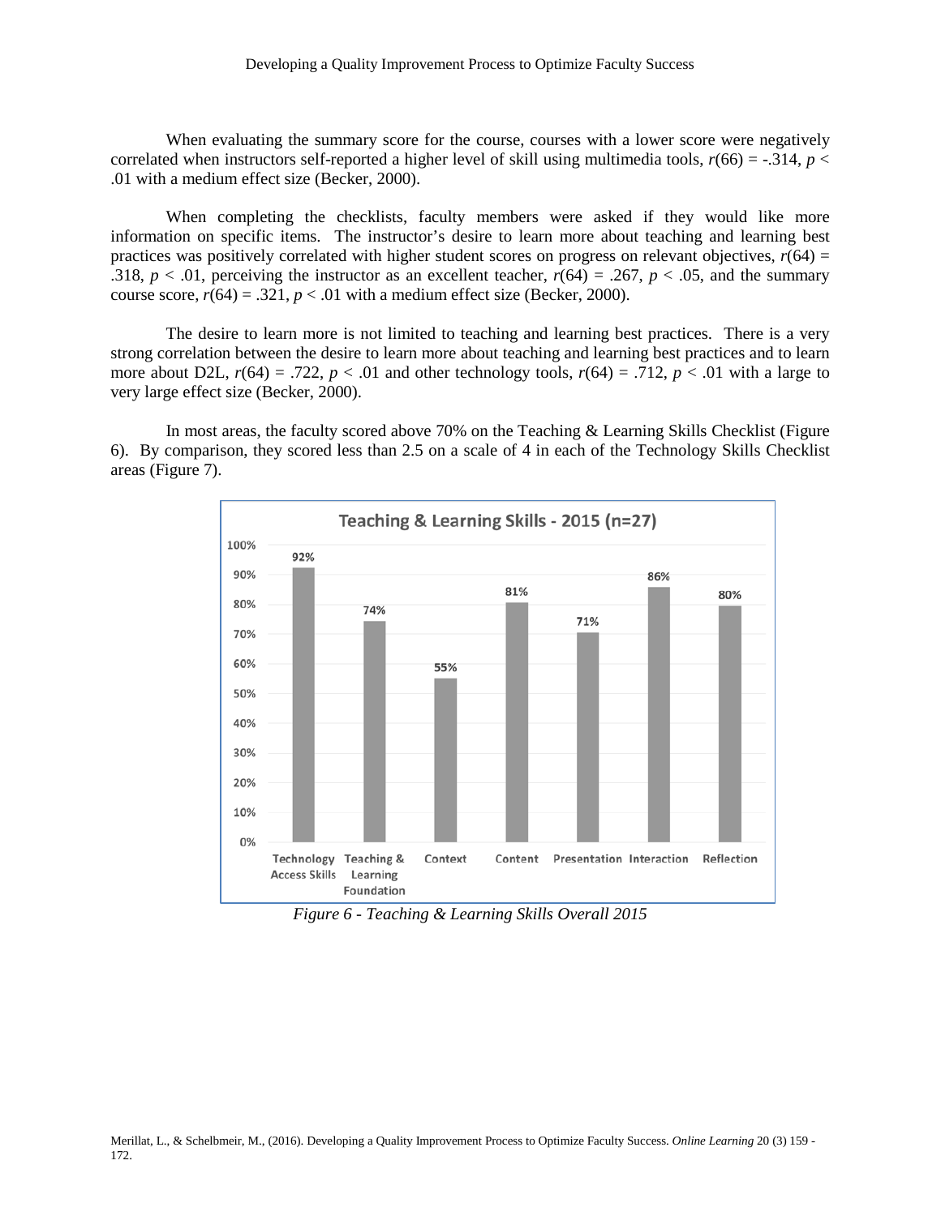When evaluating the summary score for the course, courses with a lower score were negatively correlated when instructors self-reported a higher level of skill using multimedia tools, $r(66) = -.314$, $p < .01$ with a medium effect size (Becker, 2000).

When completing the checklists, faculty members were asked if they would like more information on specific items. The instructor's desire to learn more about teaching and learning best practices was positively correlated with higher student scores on progress on relevant objectives, $r(64) = .318$, $p < .01$, perceiving the instructor as an excellent teacher, $r(64) = .267$, $p < .05$, and the summary course score, $r(64) = .321$, $p < .01$ with a medium effect size (Becker, 2000).

The desire to learn more is not limited to teaching and learning best practices. There is a very strong correlation between the desire to learn more about teaching and learning best practices and to learn more about D2L, $r(64) = .722$, $p < .01$ and other technology tools, $r(64) = .712$, $p < .01$ with a large to very large effect size (Becker, 2000).

In most areas, the faculty scored above 70% on the Teaching & Learning Skills Checklist (Figure 6). By comparison, they scored less than 2.5 on a scale of 4 in each of the Technology Skills Checklist areas (Figure 7).

**Teaching & Learning Skills - 2015 (n=27)**

| Technology Access Skills | Teaching & Learning Foundation | Context | Content | Presentation | Interaction | Reflection |
|---|---|---|---|---|---|---|
| 92% | 74% | 55% | 81% | 71% | 86% | 80% |

*Figure 6 - Teaching & Learning Skills Overall 2015*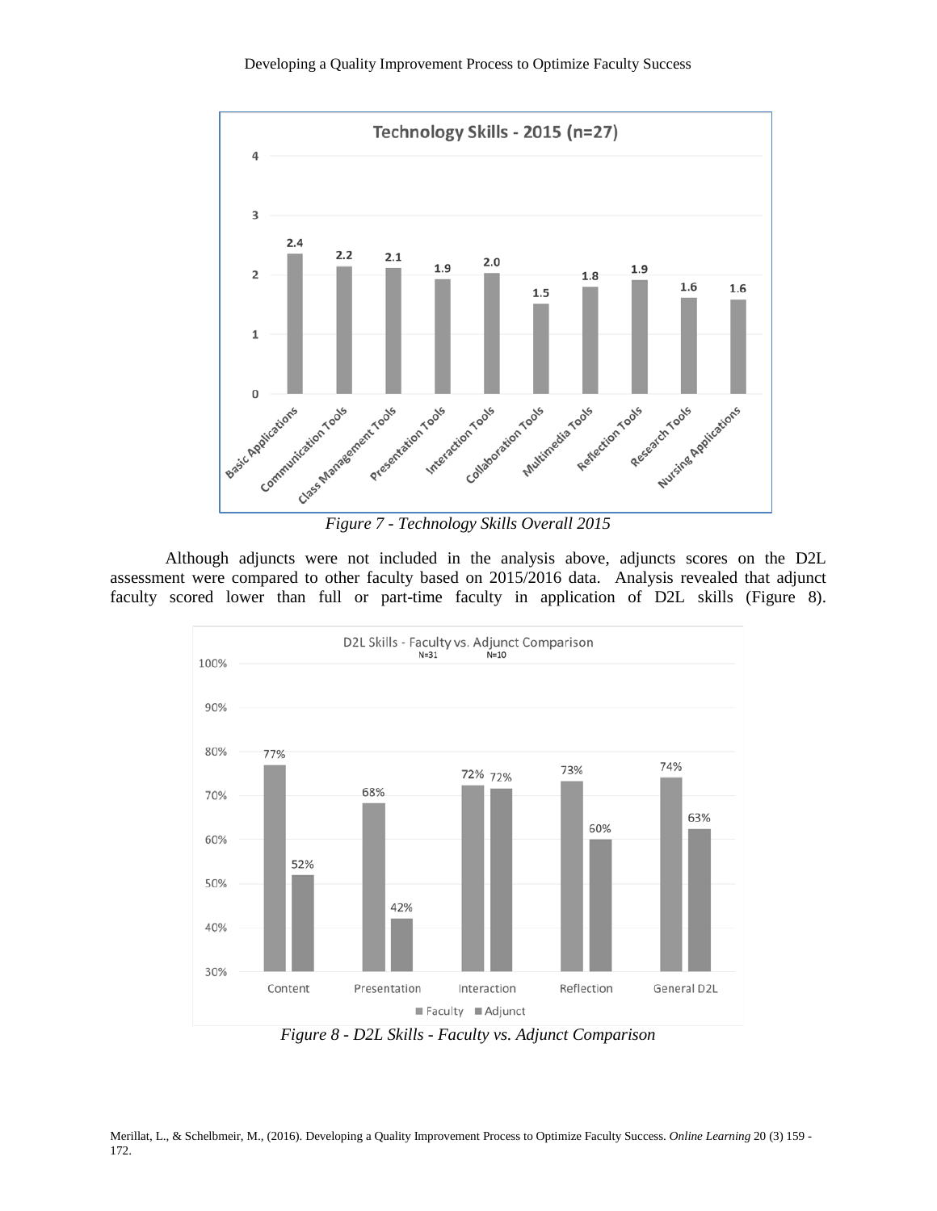*Figure 7 - Technology Skills Overall 2015*

Although adjuncts were not included in the analysis above, adjuncts scores on the D2L assessment were compared to other faculty based on 2015/2016 data. Analysis revealed that adjunct faculty scored lower than full or part-time faculty in application of D2L skills (Figure 8).

*Figure 8 - D2L Skills - Faculty vs. Adjunct Comparison*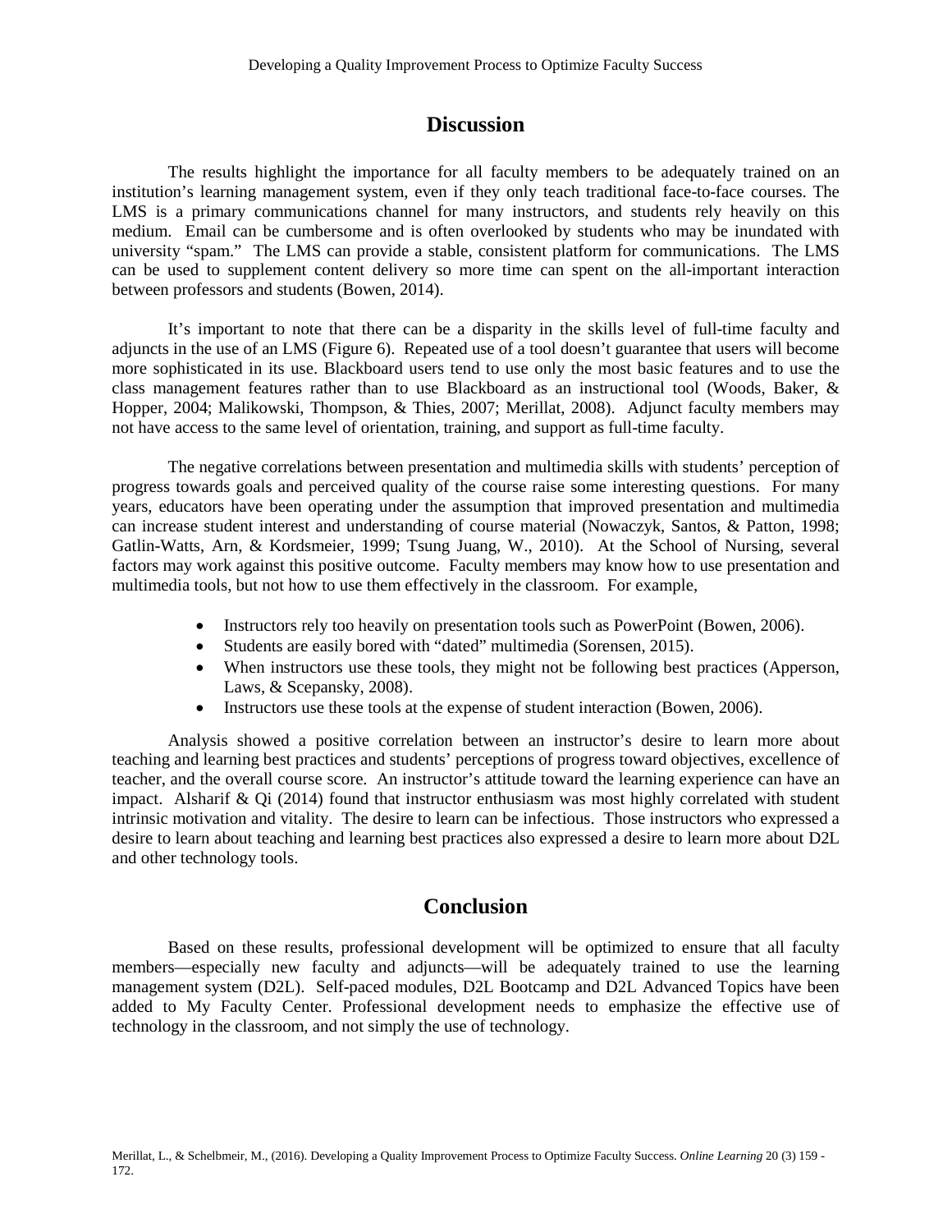## Discussion

The results highlight the importance for all faculty members to be adequately trained on an institution's learning management system, even if they only teach traditional face-to-face courses. The LMS is a primary communications channel for many instructors, and students rely heavily on this medium. Email can be cumbersome and is often overlooked by students who may be inundated with university "spam." The LMS can provide a stable, consistent platform for communications. The LMS can be used to supplement content delivery so more time can spent on the all-important interaction between professors and students (Bowen, 2014).

It's important to note that there can be a disparity in the skills level of full-time faculty and adjuncts in the use of an LMS (Figure 6). Repeated use of a tool doesn't guarantee that users will become more sophisticated in its use. Blackboard users tend to use only the most basic features and to use the class management features rather than to use Blackboard as an instructional tool (Woods, Baker, & Hopper, 2004; Malikowski, Thompson, & Thies, 2007; Merillat, 2008). Adjunct faculty members may not have access to the same level of orientation, training, and support as full-time faculty.

The negative correlations between presentation and multimedia skills with students' perception of progress towards goals and perceived quality of the course raise some interesting questions. For many years, educators have been operating under the assumption that improved presentation and multimedia can increase student interest and understanding of course material (Nowaczyk, Santos, & Patton, 1998; Gatlin-Watts, Arn, & Kordsmeier, 1999; Tsung Juang, W., 2010). At the School of Nursing, several factors may work against this positive outcome. Faculty members may know how to use presentation and multimedia tools, but not how to use them effectively in the classroom. For example,

- Instructors rely too heavily on presentation tools such as PowerPoint (Bowen, 2006).
- Students are easily bored with "dated" multimedia (Sorensen, 2015).
- When instructors use these tools, they might not be following best practices (Apperson, Laws, & Scepansky, 2008).
- Instructors use these tools at the expense of student interaction (Bowen, 2006).

Analysis showed a positive correlation between an instructor's desire to learn more about teaching and learning best practices and students' perceptions of progress toward objectives, excellence of teacher, and the overall course score. An instructor's attitude toward the learning experience can have an impact. Alsharif & Qi (2014) found that instructor enthusiasm was most highly correlated with student intrinsic motivation and vitality. The desire to learn can be infectious. Those instructors who expressed a desire to learn about teaching and learning best practices also expressed a desire to learn more about D2L and other technology tools.

## Conclusion

Based on these results, professional development will be optimized to ensure that all faculty members—especially new faculty and adjuncts—will be adequately trained to use the learning management system (D2L). Self-paced modules, D2L Bootcamp and D2L Advanced Topics have been added to My Faculty Center. Professional development needs to emphasize the effective use of technology in the classroom, and not simply the use of technology.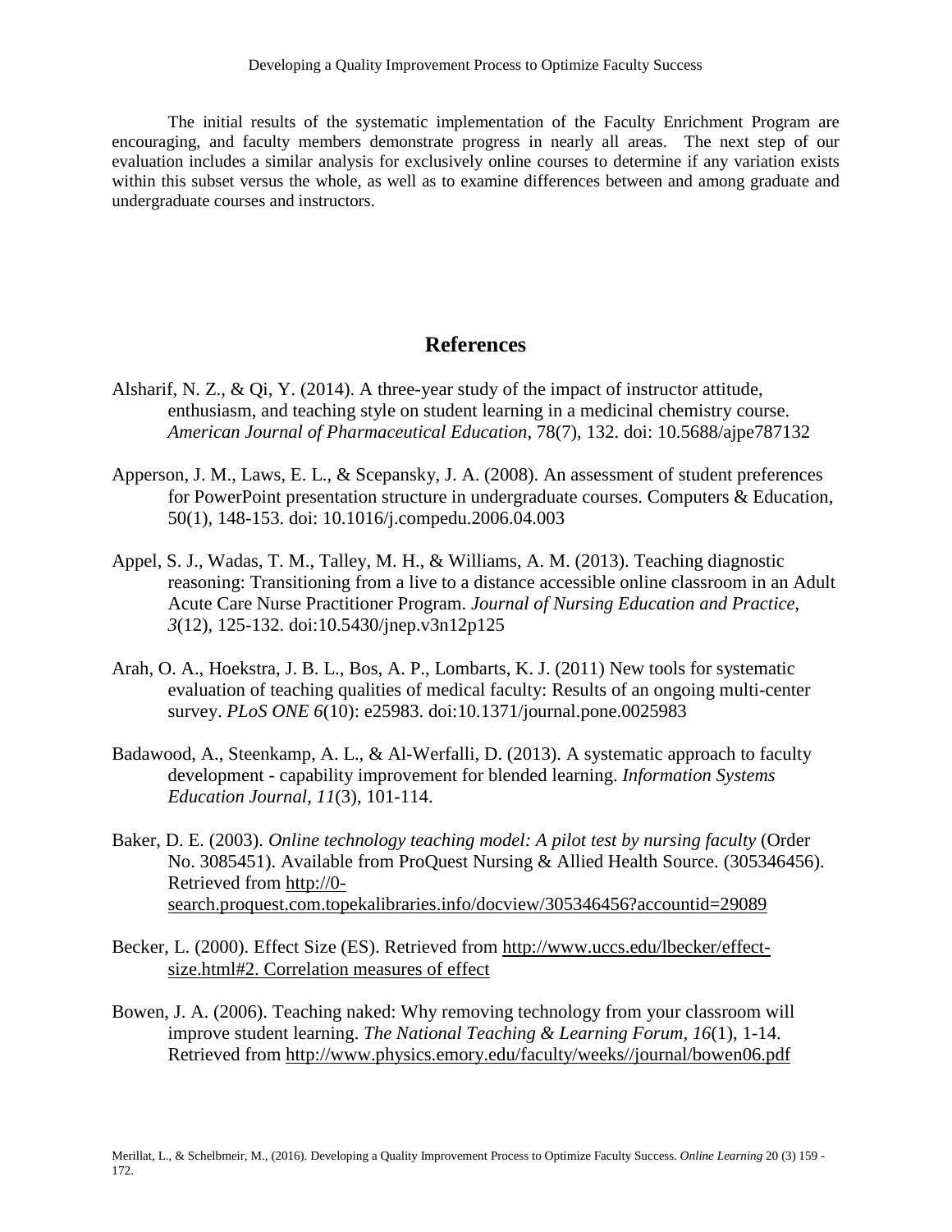The initial results of the systematic implementation of the Faculty Enrichment Program are encouraging, and faculty members demonstrate progress in nearly all areas. The next step of our evaluation includes a similar analysis for exclusively online courses to determine if any variation exists within this subset versus the whole, as well as to examine differences between and among graduate and undergraduate courses and instructors.

## References

Alsharif, N. Z., & Qi, Y. (2014). A three-year study of the impact of instructor attitude, enthusiasm, and teaching style on student learning in a medicinal chemistry course. *American Journal of Pharmaceutical Education*, 78(7), 132. doi: 10.5688/ajpe787132

Apperson, J. M., Laws, E. L., & Scepansky, J. A. (2008). An assessment of student preferences for PowerPoint presentation structure in undergraduate courses. Computers & Education, 50(1), 148-153. doi: 10.1016/j.compedu.2006.04.003

Appel, S. J., Wadas, T. M., Talley, M. H., & Williams, A. M. (2013). Teaching diagnostic reasoning: Transitioning from a live to a distance accessible online classroom in an Adult Acute Care Nurse Practitioner Program. *Journal of Nursing Education and Practice*, *3*(12), 125-132. doi:10.5430/jnep.v3n12p125

Arah, O. A., Hoekstra, J. B. L., Bos, A. P., Lombarts, K. J. (2011) New tools for systematic evaluation of teaching qualities of medical faculty: Results of an ongoing multi-center survey. *PLoS ONE 6*(10): e25983. doi:10.1371/journal.pone.0025983

Badawood, A., Steenkamp, A. L., & Al-Werfalli, D. (2013). A systematic approach to faculty development - capability improvement for blended learning. *Information Systems Education Journal*, *11*(3), 101-114.

Baker, D. E. (2003). *Online technology teaching model: A pilot test by nursing faculty* (Order No. 3085451). Available from ProQuest Nursing & Allied Health Source. (305346456). Retrieved from http://0-search.proquest.com.topekalibraries.info/docview/305346456?accountid=29089

Becker, L. (2000). Effect Size (ES). Retrieved from http://www.uccs.edu/lbecker/effect-size.html#2. Correlation measures of effect

Bowen, J. A. (2006). Teaching naked: Why removing technology from your classroom will improve student learning. *The National Teaching & Learning Forum, 16*(1), 1-14. Retrieved from http://www.physics.emory.edu/faculty/weeks//journal/bowen06.pdf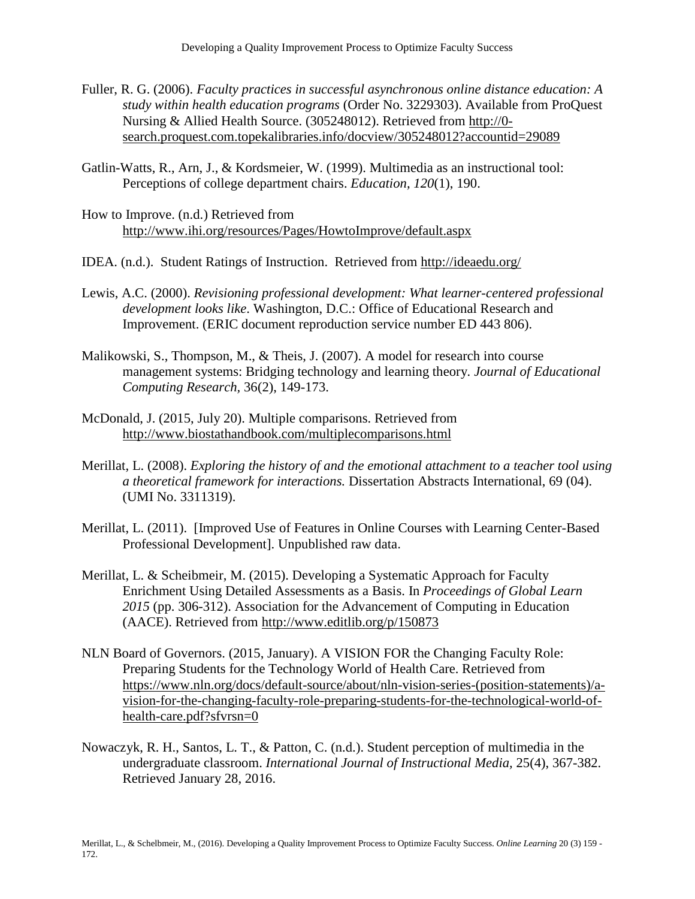Fuller, R. G. (2006). *Faculty practices in successful asynchronous online distance education: A study within health education programs* (Order No. 3229303). Available from ProQuest Nursing & Allied Health Source. (305248012). Retrieved from http://0-search.proquest.com.topekalibraries.info/docview/305248012?accountid=29089

Gatlin-Watts, R., Arn, J., & Kordsmeier, W. (1999). Multimedia as an instructional tool: Perceptions of college department chairs. *Education, 120*(1), 190.

How to Improve. (n.d.) Retrieved from http://www.ihi.org/resources/Pages/HowtoImprove/default.aspx

IDEA. (n.d.). Student Ratings of Instruction. Retrieved from http://ideaedu.org/

Lewis, A.C. (2000). *Revisioning professional development: What learner-centered professional development looks like*. Washington, D.C.: Office of Educational Research and Improvement. (ERIC document reproduction service number ED 443 806).

Malikowski, S., Thompson, M., & Theis, J. (2007). A model for research into course management systems: Bridging technology and learning theory. *Journal of Educational Computing Research*, 36(2), 149-173.

McDonald, J. (2015, July 20). Multiple comparisons. Retrieved from http://www.biostathandbook.com/multiplecomparisons.html

Merillat, L. (2008). *Exploring the history of and the emotional attachment to a teacher tool using a theoretical framework for interactions.* Dissertation Abstracts International, 69 (04). (UMI No. 3311319).

Merillat, L. (2011). [Improved Use of Features in Online Courses with Learning Center-Based Professional Development]. Unpublished raw data.

Merillat, L. & Scheibmeir, M. (2015). Developing a Systematic Approach for Faculty Enrichment Using Detailed Assessments as a Basis. In *Proceedings of Global Learn 2015* (pp. 306-312). Association for the Advancement of Computing in Education (AACE). Retrieved from http://www.editlib.org/p/150873

NLN Board of Governors. (2015, January). A VISION FOR the Changing Faculty Role: Preparing Students for the Technology World of Health Care. Retrieved from https://www.nln.org/docs/default-source/about/nln-vision-series-(position-statements)/a-vision-for-the-changing-faculty-role-preparing-students-for-the-technological-world-of-health-care.pdf?sfvrsn=0

Nowaczyk, R. H., Santos, L. T., & Patton, C. (n.d.). Student perception of multimedia in the undergraduate classroom. *International Journal of Instructional Media*, 25(4), 367-382. Retrieved January 28, 2016.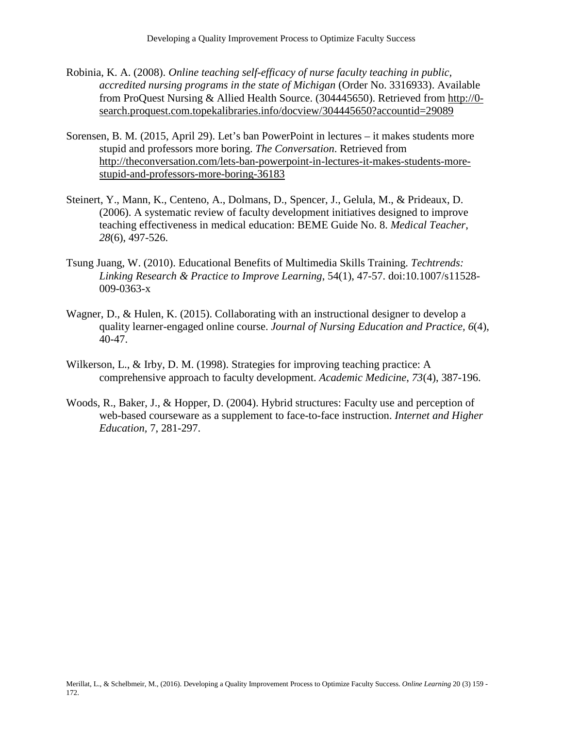Robinia, K. A. (2008). *Online teaching self-efficacy of nurse faculty teaching in public, accredited nursing programs in the state of Michigan* (Order No. 3316933). Available from ProQuest Nursing & Allied Health Source. (304445650). Retrieved from http://0-search.proquest.com.topekalibraries.info/docview/304445650?accountid=29089

Sorensen, B. M. (2015, April 29). Let's ban PowerPoint in lectures – it makes students more stupid and professors more boring. *The Conversation*. Retrieved from http://theconversation.com/lets-ban-powerpoint-in-lectures-it-makes-students-more-stupid-and-professors-more-boring-36183

Steinert, Y., Mann, K., Centeno, A., Dolmans, D., Spencer, J., Gelula, M., & Prideaux, D. (2006). A systematic review of faculty development initiatives designed to improve teaching effectiveness in medical education: BEME Guide No. 8. *Medical Teacher*, *28*(6), 497-526.

Tsung Juang, W. (2010). Educational Benefits of Multimedia Skills Training. *Techtrends: Linking Research & Practice to Improve Learning*, 54(1), 47-57. doi:10.1007/s11528-009-0363-x

Wagner, D., & Hulen, K. (2015). Collaborating with an instructional designer to develop a quality learner-engaged online course. *Journal of Nursing Education and Practice, 6*(4), 40-47.

Wilkerson, L., & Irby, D. M. (1998). Strategies for improving teaching practice: A comprehensive approach to faculty development. *Academic Medicine*, *73*(4), 387-196.

Woods, R., Baker, J., & Hopper, D. (2004). Hybrid structures: Faculty use and perception of web-based courseware as a supplement to face-to-face instruction. *Internet and Higher Education*, 7, 281-297.